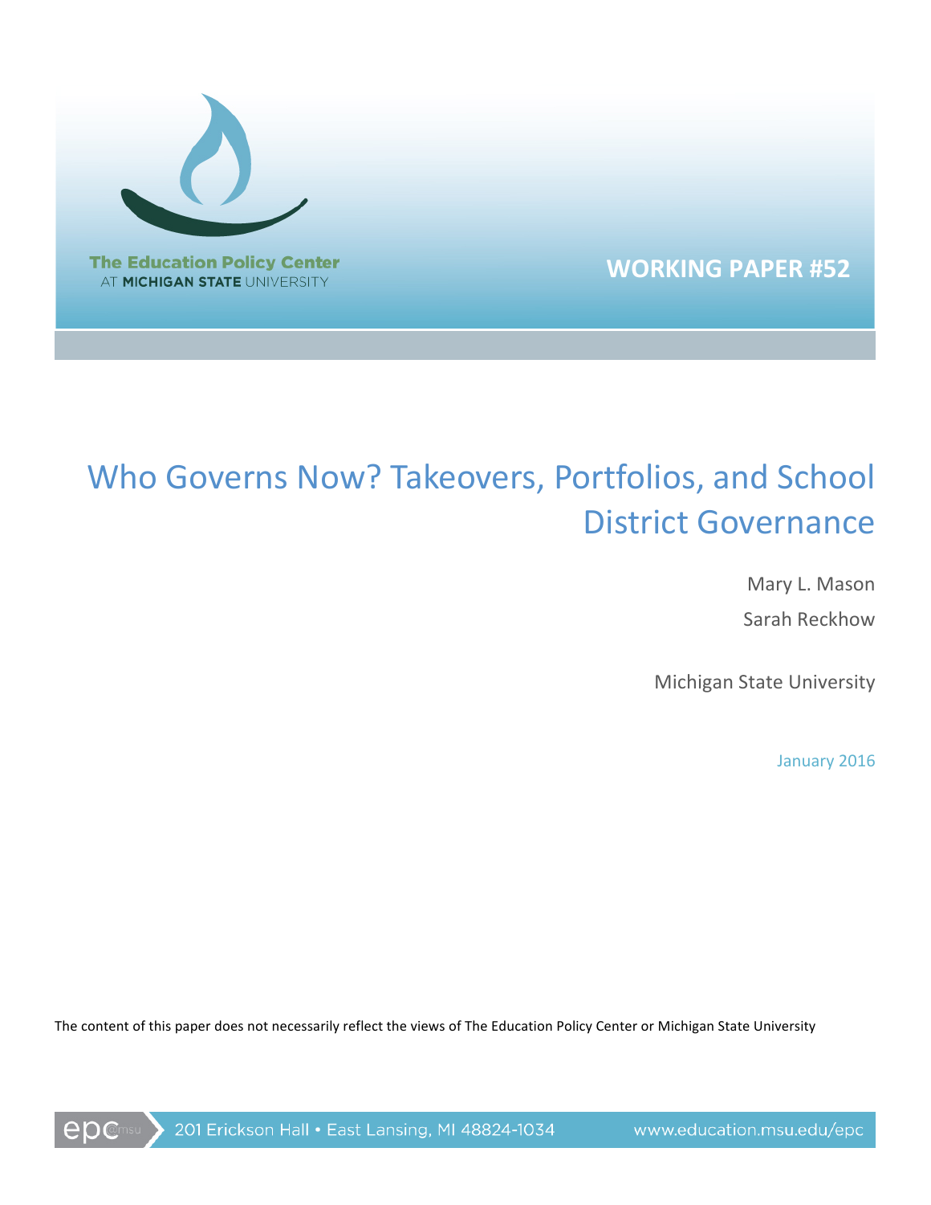The Education Policy Center
AT MICHIGAN STATE UNIVERSITY

**WORKING PAPER #52**

# Who Governs Now? Takeovers, Portfolios, and School District Governance

Mary L. Mason

Sarah Reckhow

Michigan State University

January 2016

The content of this paper does not necessarily reflect the views of The Education Policy Center or Michigan State University

epc@msu 201 Erickson Hall • East Lansing, MI 48824-1034 www.education.msu.edu/epc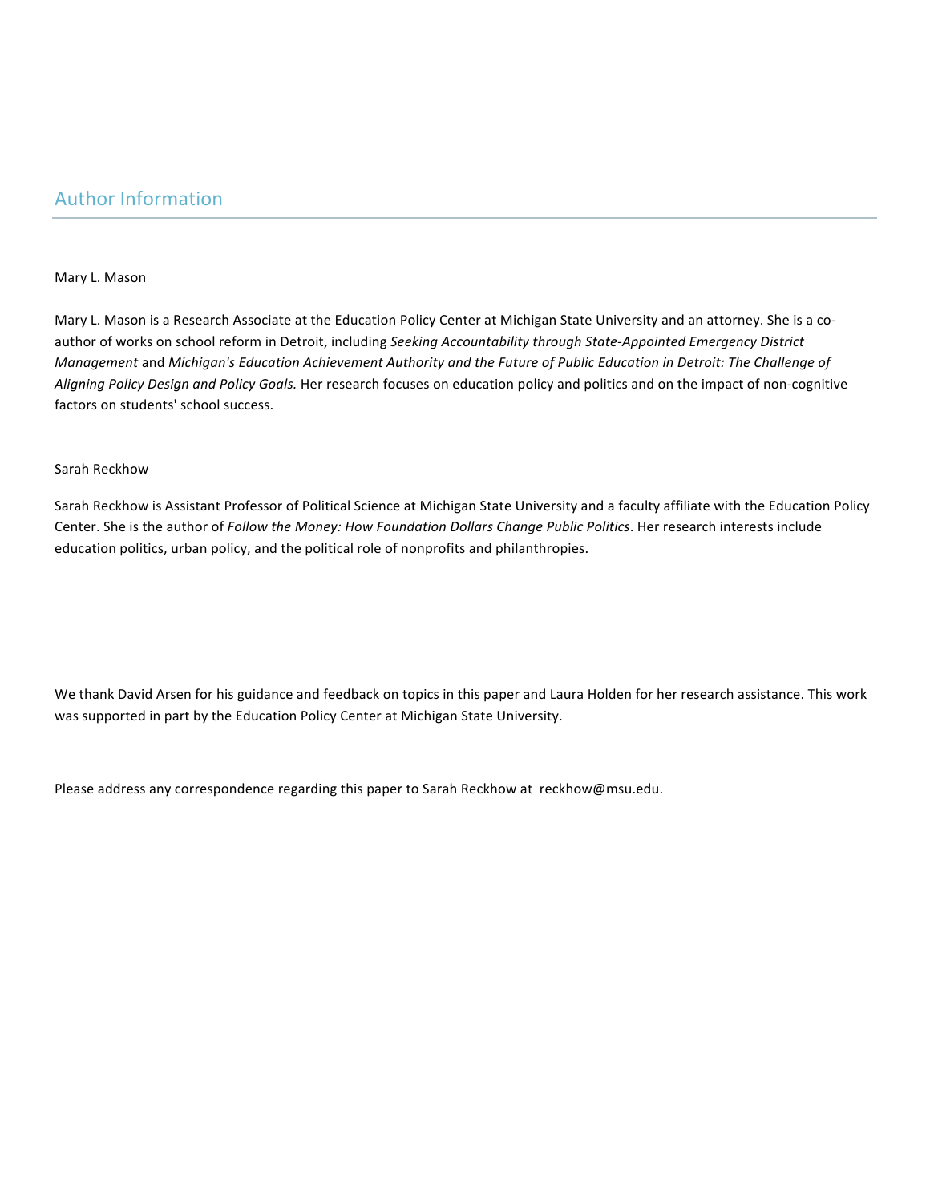## Author Information

Mary L. Mason

Mary L. Mason is a Research Associate at the Education Policy Center at Michigan State University and an attorney. She is a co-author of works on school reform in Detroit, including *Seeking Accountability through State-Appointed Emergency District Management* and *Michigan's Education Achievement Authority and the Future of Public Education in Detroit: The Challenge of Aligning Policy Design and Policy Goals.* Her research focuses on education policy and politics and on the impact of non-cognitive factors on students' school success.

Sarah Reckhow

Sarah Reckhow is Assistant Professor of Political Science at Michigan State University and a faculty affiliate with the Education Policy Center. She is the author of *Follow the Money: How Foundation Dollars Change Public Politics*. Her research interests include education politics, urban policy, and the political role of nonprofits and philanthropies.

We thank David Arsen for his guidance and feedback on topics in this paper and Laura Holden for her research assistance. This work was supported in part by the Education Policy Center at Michigan State University.

Please address any correspondence regarding this paper to Sarah Reckhow at reckhow@msu.edu.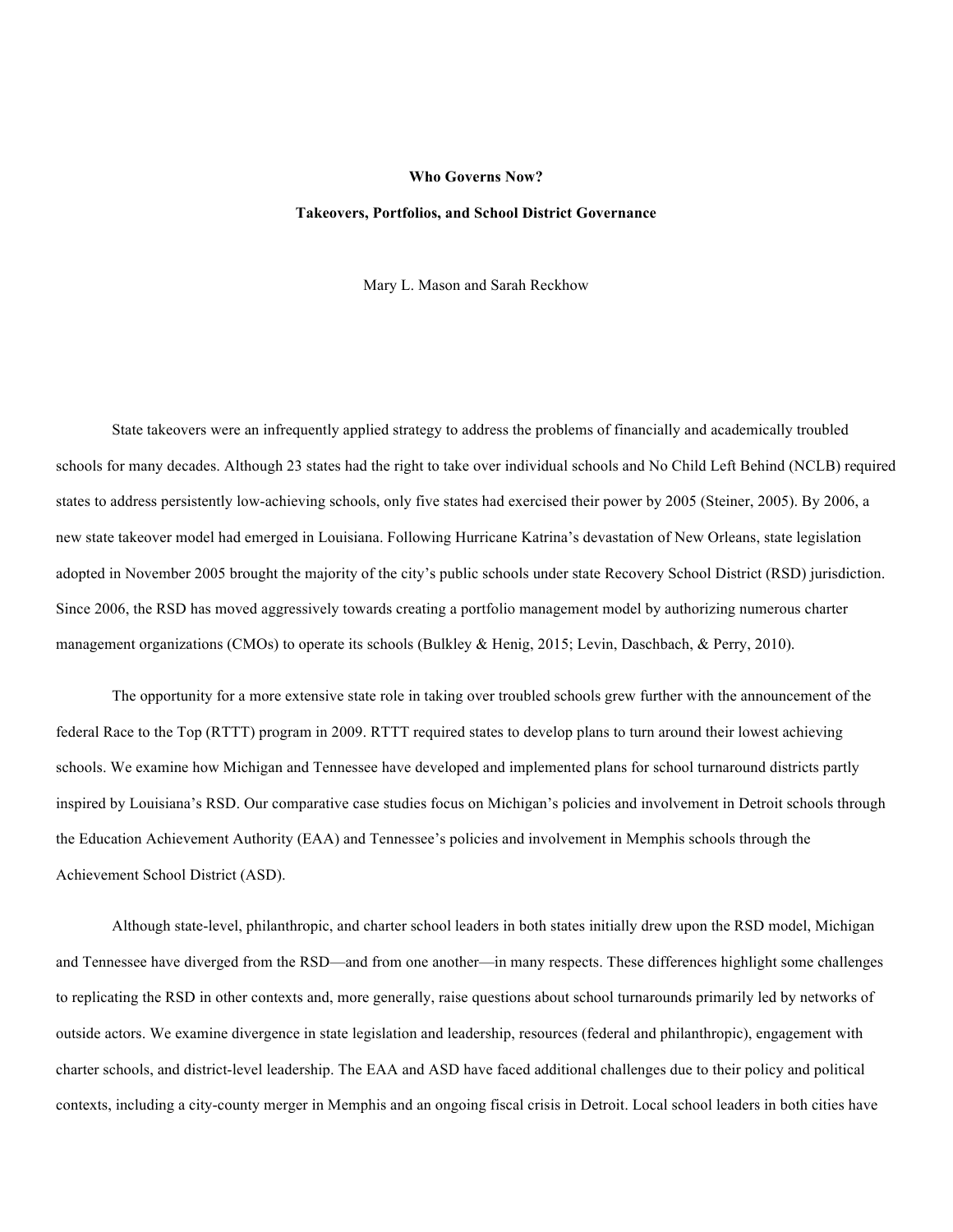**Who Governs Now?**

**Takeovers, Portfolios, and School District Governance**

Mary L. Mason and Sarah Reckhow

State takeovers were an infrequently applied strategy to address the problems of financially and academically troubled schools for many decades. Although 23 states had the right to take over individual schools and No Child Left Behind (NCLB) required states to address persistently low-achieving schools, only five states had exercised their power by 2005 (Steiner, 2005). By 2006, a new state takeover model had emerged in Louisiana. Following Hurricane Katrina's devastation of New Orleans, state legislation adopted in November 2005 brought the majority of the city's public schools under state Recovery School District (RSD) jurisdiction. Since 2006, the RSD has moved aggressively towards creating a portfolio management model by authorizing numerous charter management organizations (CMOs) to operate its schools (Bulkley & Henig, 2015; Levin, Daschbach, & Perry, 2010).

The opportunity for a more extensive state role in taking over troubled schools grew further with the announcement of the federal Race to the Top (RTTT) program in 2009. RTTT required states to develop plans to turn around their lowest achieving schools. We examine how Michigan and Tennessee have developed and implemented plans for school turnaround districts partly inspired by Louisiana's RSD. Our comparative case studies focus on Michigan's policies and involvement in Detroit schools through the Education Achievement Authority (EAA) and Tennessee's policies and involvement in Memphis schools through the Achievement School District (ASD).

Although state-level, philanthropic, and charter school leaders in both states initially drew upon the RSD model, Michigan and Tennessee have diverged from the RSD—and from one another—in many respects. These differences highlight some challenges to replicating the RSD in other contexts and, more generally, raise questions about school turnarounds primarily led by networks of outside actors. We examine divergence in state legislation and leadership, resources (federal and philanthropic), engagement with charter schools, and district-level leadership. The EAA and ASD have faced additional challenges due to their policy and political contexts, including a city-county merger in Memphis and an ongoing fiscal crisis in Detroit. Local school leaders in both cities have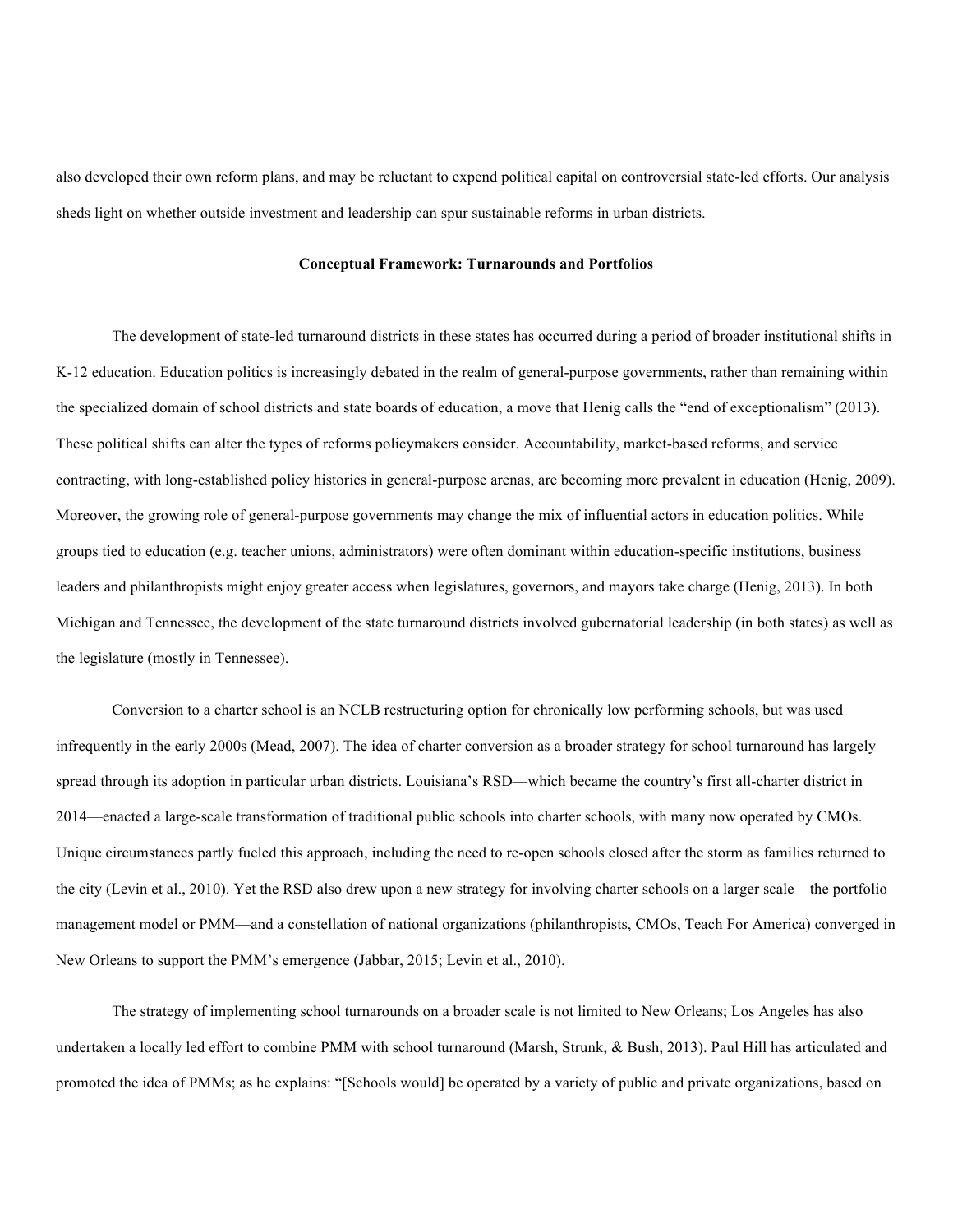also developed their own reform plans, and may be reluctant to expend political capital on controversial state-led efforts. Our analysis sheds light on whether outside investment and leadership can spur sustainable reforms in urban districts.

## Conceptual Framework: Turnarounds and Portfolios

The development of state-led turnaround districts in these states has occurred during a period of broader institutional shifts in K-12 education. Education politics is increasingly debated in the realm of general-purpose governments, rather than remaining within the specialized domain of school districts and state boards of education, a move that Henig calls the "end of exceptionalism" (2013). These political shifts can alter the types of reforms policymakers consider. Accountability, market-based reforms, and service contracting, with long-established policy histories in general-purpose arenas, are becoming more prevalent in education (Henig, 2009). Moreover, the growing role of general-purpose governments may change the mix of influential actors in education politics. While groups tied to education (e.g. teacher unions, administrators) were often dominant within education-specific institutions, business leaders and philanthropists might enjoy greater access when legislatures, governors, and mayors take charge (Henig, 2013). In both Michigan and Tennessee, the development of the state turnaround districts involved gubernatorial leadership (in both states) as well as the legislature (mostly in Tennessee).

Conversion to a charter school is an NCLB restructuring option for chronically low performing schools, but was used infrequently in the early 2000s (Mead, 2007). The idea of charter conversion as a broader strategy for school turnaround has largely spread through its adoption in particular urban districts. Louisiana's RSD—which became the country's first all-charter district in 2014—enacted a large-scale transformation of traditional public schools into charter schools, with many now operated by CMOs. Unique circumstances partly fueled this approach, including the need to re-open schools closed after the storm as families returned to the city (Levin et al., 2010). Yet the RSD also drew upon a new strategy for involving charter schools on a larger scale—the portfolio management model or PMM—and a constellation of national organizations (philanthropists, CMOs, Teach For America) converged in New Orleans to support the PMM's emergence (Jabbar, 2015; Levin et al., 2010).

The strategy of implementing school turnarounds on a broader scale is not limited to New Orleans; Los Angeles has also undertaken a locally led effort to combine PMM with school turnaround (Marsh, Strunk, & Bush, 2013). Paul Hill has articulated and promoted the idea of PMMs; as he explains: "[Schools would] be operated by a variety of public and private organizations, based on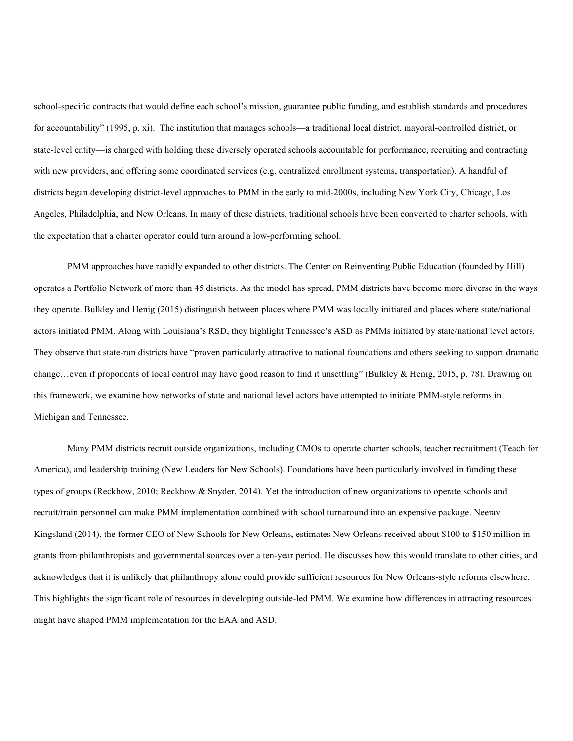school-specific contracts that would define each school's mission, guarantee public funding, and establish standards and procedures for accountability" (1995, p. xi). The institution that manages schools—a traditional local district, mayoral-controlled district, or state-level entity—is charged with holding these diversely operated schools accountable for performance, recruiting and contracting with new providers, and offering some coordinated services (e.g. centralized enrollment systems, transportation). A handful of districts began developing district-level approaches to PMM in the early to mid-2000s, including New York City, Chicago, Los Angeles, Philadelphia, and New Orleans. In many of these districts, traditional schools have been converted to charter schools, with the expectation that a charter operator could turn around a low-performing school.

PMM approaches have rapidly expanded to other districts. The Center on Reinventing Public Education (founded by Hill) operates a Portfolio Network of more than 45 districts. As the model has spread, PMM districts have become more diverse in the ways they operate. Bulkley and Henig (2015) distinguish between places where PMM was locally initiated and places where state/national actors initiated PMM. Along with Louisiana's RSD, they highlight Tennessee's ASD as PMMs initiated by state/national level actors. They observe that state-run districts have "proven particularly attractive to national foundations and others seeking to support dramatic change…even if proponents of local control may have good reason to find it unsettling" (Bulkley & Henig, 2015, p. 78). Drawing on this framework, we examine how networks of state and national level actors have attempted to initiate PMM-style reforms in Michigan and Tennessee.

Many PMM districts recruit outside organizations, including CMOs to operate charter schools, teacher recruitment (Teach for America), and leadership training (New Leaders for New Schools). Foundations have been particularly involved in funding these types of groups (Reckhow, 2010; Reckhow & Snyder, 2014). Yet the introduction of new organizations to operate schools and recruit/train personnel can make PMM implementation combined with school turnaround into an expensive package. Neerav Kingsland (2014), the former CEO of New Schools for New Orleans, estimates New Orleans received about $100 to $150 million in grants from philanthropists and governmental sources over a ten-year period. He discusses how this would translate to other cities, and acknowledges that it is unlikely that philanthropy alone could provide sufficient resources for New Orleans-style reforms elsewhere. This highlights the significant role of resources in developing outside-led PMM. We examine how differences in attracting resources might have shaped PMM implementation for the EAA and ASD.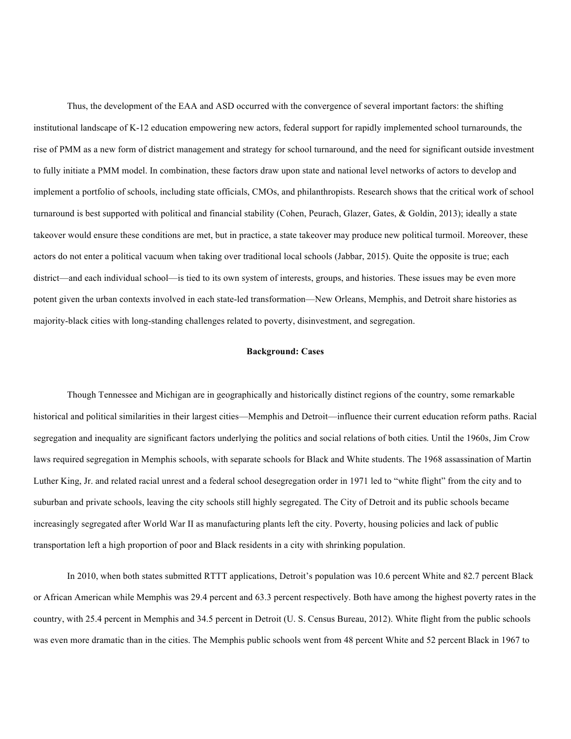Thus, the development of the EAA and ASD occurred with the convergence of several important factors: the shifting institutional landscape of K-12 education empowering new actors, federal support for rapidly implemented school turnarounds, the rise of PMM as a new form of district management and strategy for school turnaround, and the need for significant outside investment to fully initiate a PMM model. In combination, these factors draw upon state and national level networks of actors to develop and implement a portfolio of schools, including state officials, CMOs, and philanthropists. Research shows that the critical work of school turnaround is best supported with political and financial stability (Cohen, Peurach, Glazer, Gates, & Goldin, 2013); ideally a state takeover would ensure these conditions are met, but in practice, a state takeover may produce new political turmoil. Moreover, these actors do not enter a political vacuum when taking over traditional local schools (Jabbar, 2015). Quite the opposite is true; each district—and each individual school—is tied to its own system of interests, groups, and histories. These issues may be even more potent given the urban contexts involved in each state-led transformation—New Orleans, Memphis, and Detroit share histories as majority-black cities with long-standing challenges related to poverty, disinvestment, and segregation.

## Background: Cases

Though Tennessee and Michigan are in geographically and historically distinct regions of the country, some remarkable historical and political similarities in their largest cities—Memphis and Detroit—influence their current education reform paths. Racial segregation and inequality are significant factors underlying the politics and social relations of both cities. Until the 1960s, Jim Crow laws required segregation in Memphis schools, with separate schools for Black and White students. The 1968 assassination of Martin Luther King, Jr. and related racial unrest and a federal school desegregation order in 1971 led to "white flight" from the city and to suburban and private schools, leaving the city schools still highly segregated. The City of Detroit and its public schools became increasingly segregated after World War II as manufacturing plants left the city. Poverty, housing policies and lack of public transportation left a high proportion of poor and Black residents in a city with shrinking population.

In 2010, when both states submitted RTTT applications, Detroit's population was 10.6 percent White and 82.7 percent Black or African American while Memphis was 29.4 percent and 63.3 percent respectively. Both have among the highest poverty rates in the country, with 25.4 percent in Memphis and 34.5 percent in Detroit (U. S. Census Bureau, 2012). White flight from the public schools was even more dramatic than in the cities. The Memphis public schools went from 48 percent White and 52 percent Black in 1967 to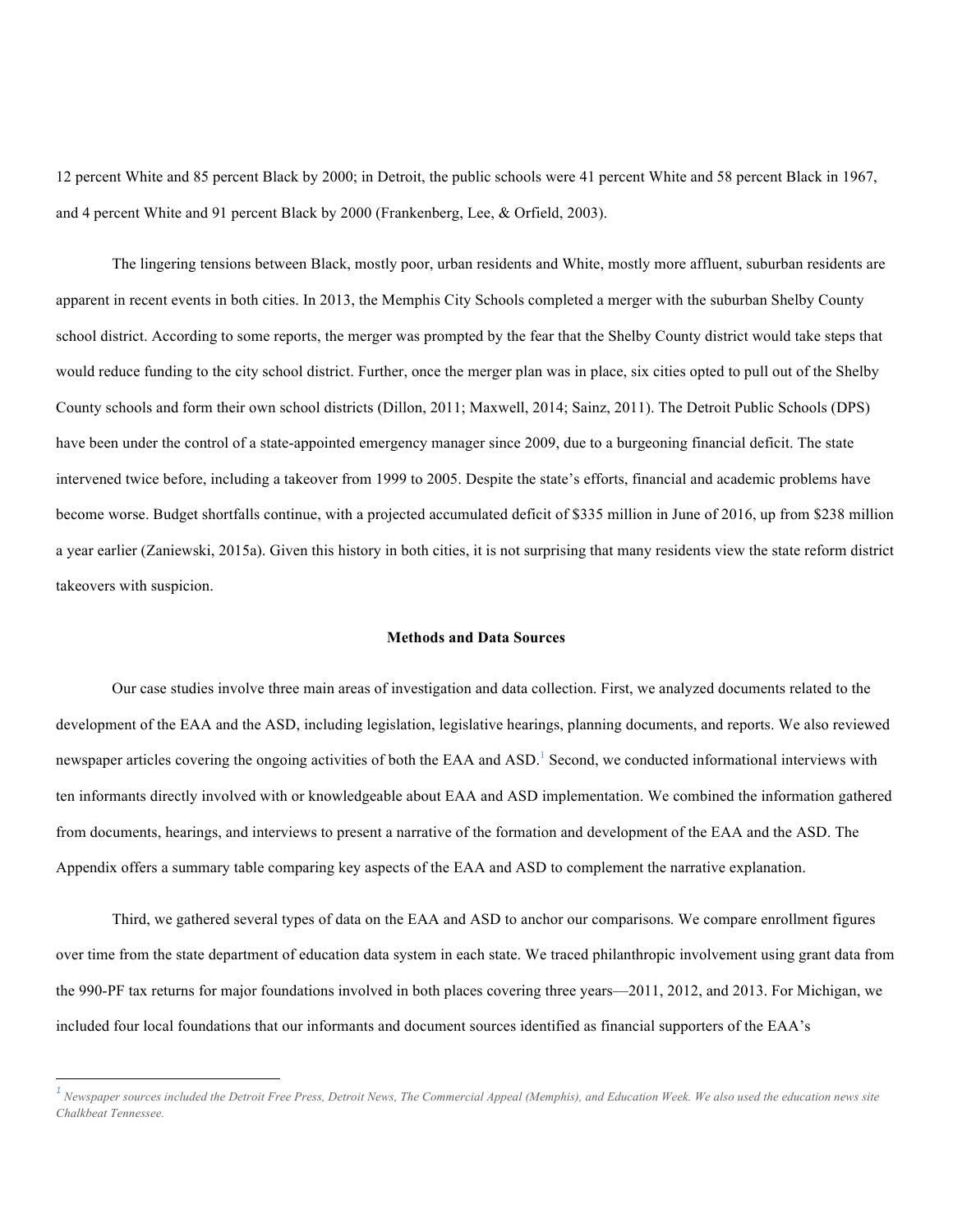12 percent White and 85 percent Black by 2000; in Detroit, the public schools were 41 percent White and 58 percent Black in 1967, and 4 percent White and 91 percent Black by 2000 (Frankenberg, Lee, & Orfield, 2003).

The lingering tensions between Black, mostly poor, urban residents and White, mostly more affluent, suburban residents are apparent in recent events in both cities. In 2013, the Memphis City Schools completed a merger with the suburban Shelby County school district. According to some reports, the merger was prompted by the fear that the Shelby County district would take steps that would reduce funding to the city school district. Further, once the merger plan was in place, six cities opted to pull out of the Shelby County schools and form their own school districts (Dillon, 2011; Maxwell, 2014; Sainz, 2011). The Detroit Public Schools (DPS) have been under the control of a state-appointed emergency manager since 2009, due to a burgeoning financial deficit. The state intervened twice before, including a takeover from 1999 to 2005. Despite the state's efforts, financial and academic problems have become worse. Budget shortfalls continue, with a projected accumulated deficit of $335 million in June of 2016, up from $238 million a year earlier (Zaniewski, 2015a). Given this history in both cities, it is not surprising that many residents view the state reform district takeovers with suspicion.

## Methods and Data Sources

Our case studies involve three main areas of investigation and data collection. First, we analyzed documents related to the development of the EAA and the ASD, including legislation, legislative hearings, planning documents, and reports. We also reviewed newspaper articles covering the ongoing activities of both the EAA and ASD.[1] Second, we conducted informational interviews with ten informants directly involved with or knowledgeable about EAA and ASD implementation. We combined the information gathered from documents, hearings, and interviews to present a narrative of the formation and development of the EAA and the ASD. The Appendix offers a summary table comparing key aspects of the EAA and ASD to complement the narrative explanation.

Third, we gathered several types of data on the EAA and ASD to anchor our comparisons. We compare enrollment figures over time from the state department of education data system in each state. We traced philanthropic involvement using grant data from the 990-PF tax returns for major foundations involved in both places covering three years—2011, 2012, and 2013. For Michigan, we included four local foundations that our informants and document sources identified as financial supporters of the EAA's

[1] *Newspaper sources included the Detroit Free Press, Detroit News, The Commercial Appeal (Memphis), and Education Week. We also used the education news site Chalkbeat Tennessee.*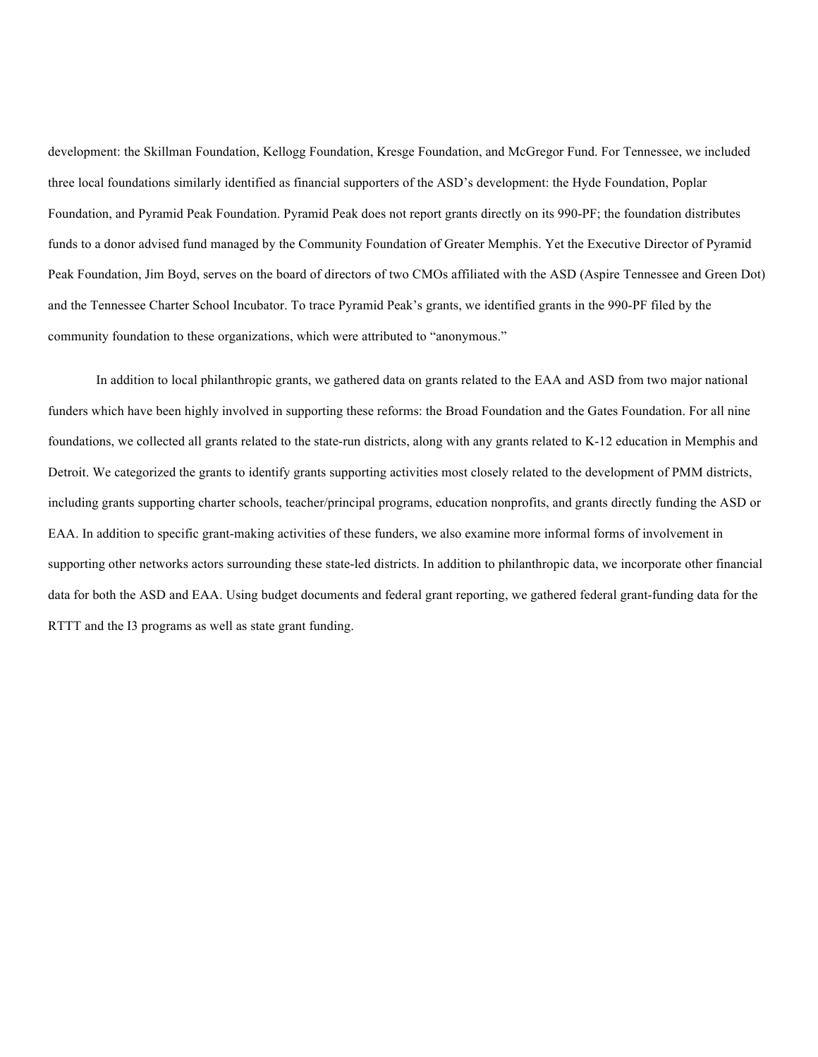development: the Skillman Foundation, Kellogg Foundation, Kresge Foundation, and McGregor Fund. For Tennessee, we included three local foundations similarly identified as financial supporters of the ASD's development: the Hyde Foundation, Poplar Foundation, and Pyramid Peak Foundation. Pyramid Peak does not report grants directly on its 990-PF; the foundation distributes funds to a donor advised fund managed by the Community Foundation of Greater Memphis. Yet the Executive Director of Pyramid Peak Foundation, Jim Boyd, serves on the board of directors of two CMOs affiliated with the ASD (Aspire Tennessee and Green Dot) and the Tennessee Charter School Incubator. To trace Pyramid Peak's grants, we identified grants in the 990-PF filed by the community foundation to these organizations, which were attributed to "anonymous."

In addition to local philanthropic grants, we gathered data on grants related to the EAA and ASD from two major national funders which have been highly involved in supporting these reforms: the Broad Foundation and the Gates Foundation. For all nine foundations, we collected all grants related to the state-run districts, along with any grants related to K-12 education in Memphis and Detroit. We categorized the grants to identify grants supporting activities most closely related to the development of PMM districts, including grants supporting charter schools, teacher/principal programs, education nonprofits, and grants directly funding the ASD or EAA. In addition to specific grant-making activities of these funders, we also examine more informal forms of involvement in supporting other networks actors surrounding these state-led districts. In addition to philanthropic data, we incorporate other financial data for both the ASD and EAA. Using budget documents and federal grant reporting, we gathered federal grant-funding data for the RTTT and the I3 programs as well as state grant funding.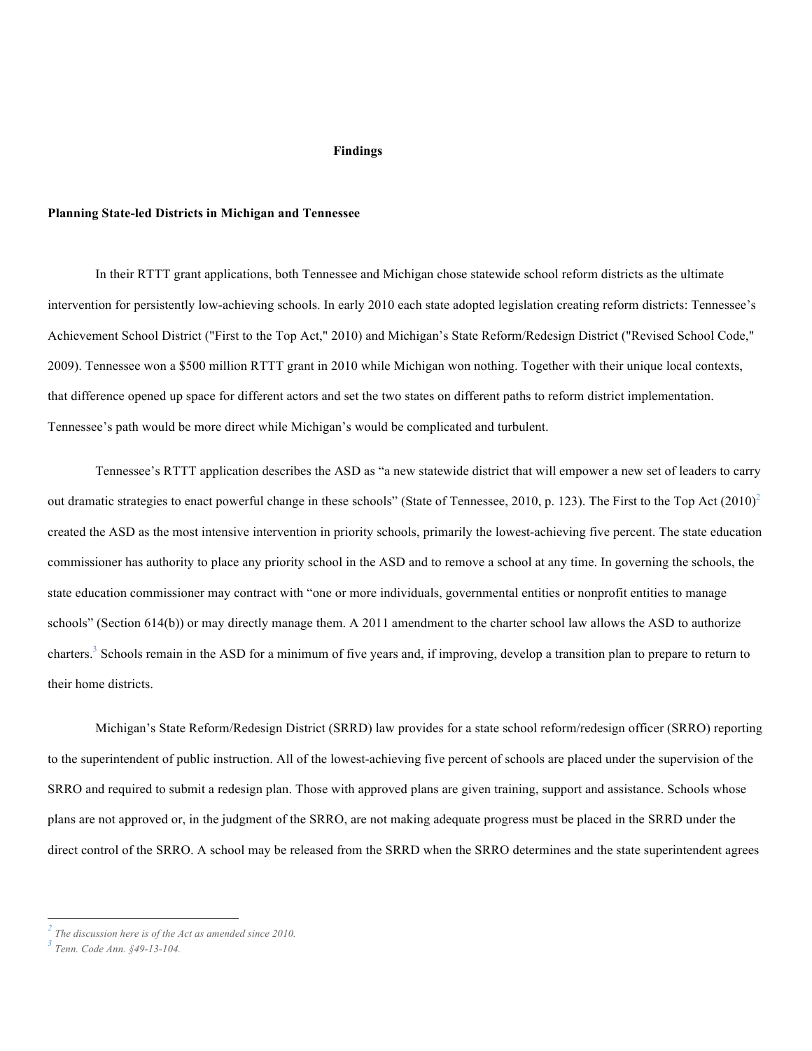## Findings

### Planning State-led Districts in Michigan and Tennessee

In their RTTT grant applications, both Tennessee and Michigan chose statewide school reform districts as the ultimate intervention for persistently low-achieving schools. In early 2010 each state adopted legislation creating reform districts: Tennessee's Achievement School District ("First to the Top Act," 2010) and Michigan's State Reform/Redesign District ("Revised School Code," 2009). Tennessee won a $500 million RTTT grant in 2010 while Michigan won nothing. Together with their unique local contexts, that difference opened up space for different actors and set the two states on different paths to reform district implementation. Tennessee's path would be more direct while Michigan's would be complicated and turbulent.

Tennessee's RTTT application describes the ASD as "a new statewide district that will empower a new set of leaders to carry out dramatic strategies to enact powerful change in these schools" (State of Tennessee, 2010, p. 123). The First to the Top Act (2010)[2] created the ASD as the most intensive intervention in priority schools, primarily the lowest-achieving five percent. The state education commissioner has authority to place any priority school in the ASD and to remove a school at any time. In governing the schools, the state education commissioner may contract with "one or more individuals, governmental entities or nonprofit entities to manage schools" (Section 614(b)) or may directly manage them. A 2011 amendment to the charter school law allows the ASD to authorize charters.[3] Schools remain in the ASD for a minimum of five years and, if improving, develop a transition plan to prepare to return to their home districts.

Michigan's State Reform/Redesign District (SRRD) law provides for a state school reform/redesign officer (SRRO) reporting to the superintendent of public instruction. All of the lowest-achieving five percent of schools are placed under the supervision of the SRRO and required to submit a redesign plan. Those with approved plans are given training, support and assistance. Schools whose plans are not approved or, in the judgment of the SRRO, are not making adequate progress must be placed in the SRRD under the direct control of the SRRO. A school may be released from the SRRD when the SRRO determines and the state superintendent agrees

---

[2] *The discussion here is of the Act as amended since 2010.*

[3] *Tenn. Code Ann. §49-13-104.*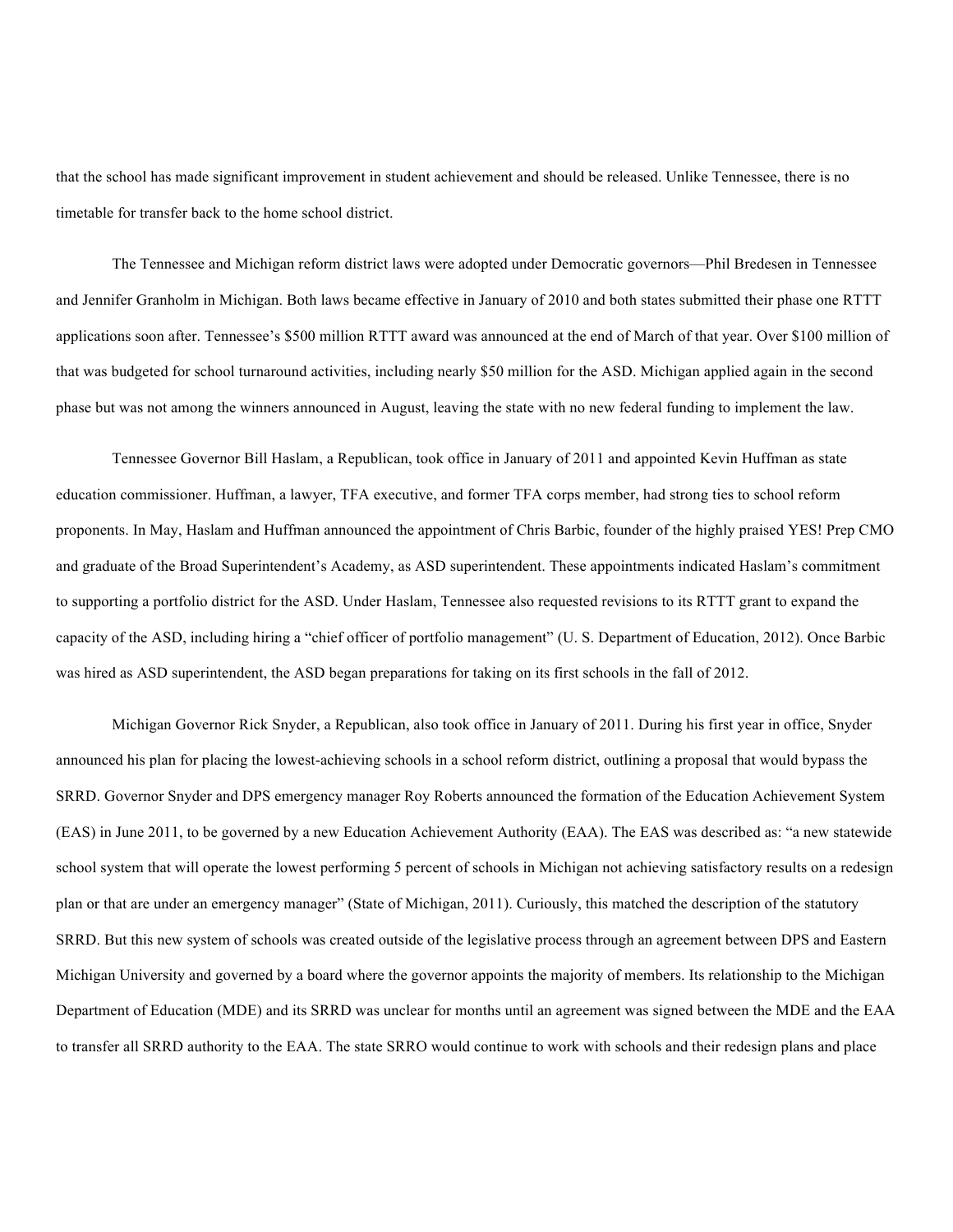that the school has made significant improvement in student achievement and should be released. Unlike Tennessee, there is no timetable for transfer back to the home school district.

The Tennessee and Michigan reform district laws were adopted under Democratic governors—Phil Bredesen in Tennessee and Jennifer Granholm in Michigan. Both laws became effective in January of 2010 and both states submitted their phase one RTTT applications soon after. Tennessee's $500 million RTTT award was announced at the end of March of that year. Over $100 million of that was budgeted for school turnaround activities, including nearly $50 million for the ASD. Michigan applied again in the second phase but was not among the winners announced in August, leaving the state with no new federal funding to implement the law.

Tennessee Governor Bill Haslam, a Republican, took office in January of 2011 and appointed Kevin Huffman as state education commissioner. Huffman, a lawyer, TFA executive, and former TFA corps member, had strong ties to school reform proponents. In May, Haslam and Huffman announced the appointment of Chris Barbic, founder of the highly praised YES! Prep CMO and graduate of the Broad Superintendent's Academy, as ASD superintendent. These appointments indicated Haslam's commitment to supporting a portfolio district for the ASD. Under Haslam, Tennessee also requested revisions to its RTTT grant to expand the capacity of the ASD, including hiring a "chief officer of portfolio management" (U. S. Department of Education, 2012). Once Barbic was hired as ASD superintendent, the ASD began preparations for taking on its first schools in the fall of 2012.

Michigan Governor Rick Snyder, a Republican, also took office in January of 2011. During his first year in office, Snyder announced his plan for placing the lowest-achieving schools in a school reform district, outlining a proposal that would bypass the SRRD. Governor Snyder and DPS emergency manager Roy Roberts announced the formation of the Education Achievement System (EAS) in June 2011, to be governed by a new Education Achievement Authority (EAA). The EAS was described as: "a new statewide school system that will operate the lowest performing 5 percent of schools in Michigan not achieving satisfactory results on a redesign plan or that are under an emergency manager" (State of Michigan, 2011). Curiously, this matched the description of the statutory SRRD. But this new system of schools was created outside of the legislative process through an agreement between DPS and Eastern Michigan University and governed by a board where the governor appoints the majority of members. Its relationship to the Michigan Department of Education (MDE) and its SRRD was unclear for months until an agreement was signed between the MDE and the EAA to transfer all SRRD authority to the EAA. The state SRRO would continue to work with schools and their redesign plans and place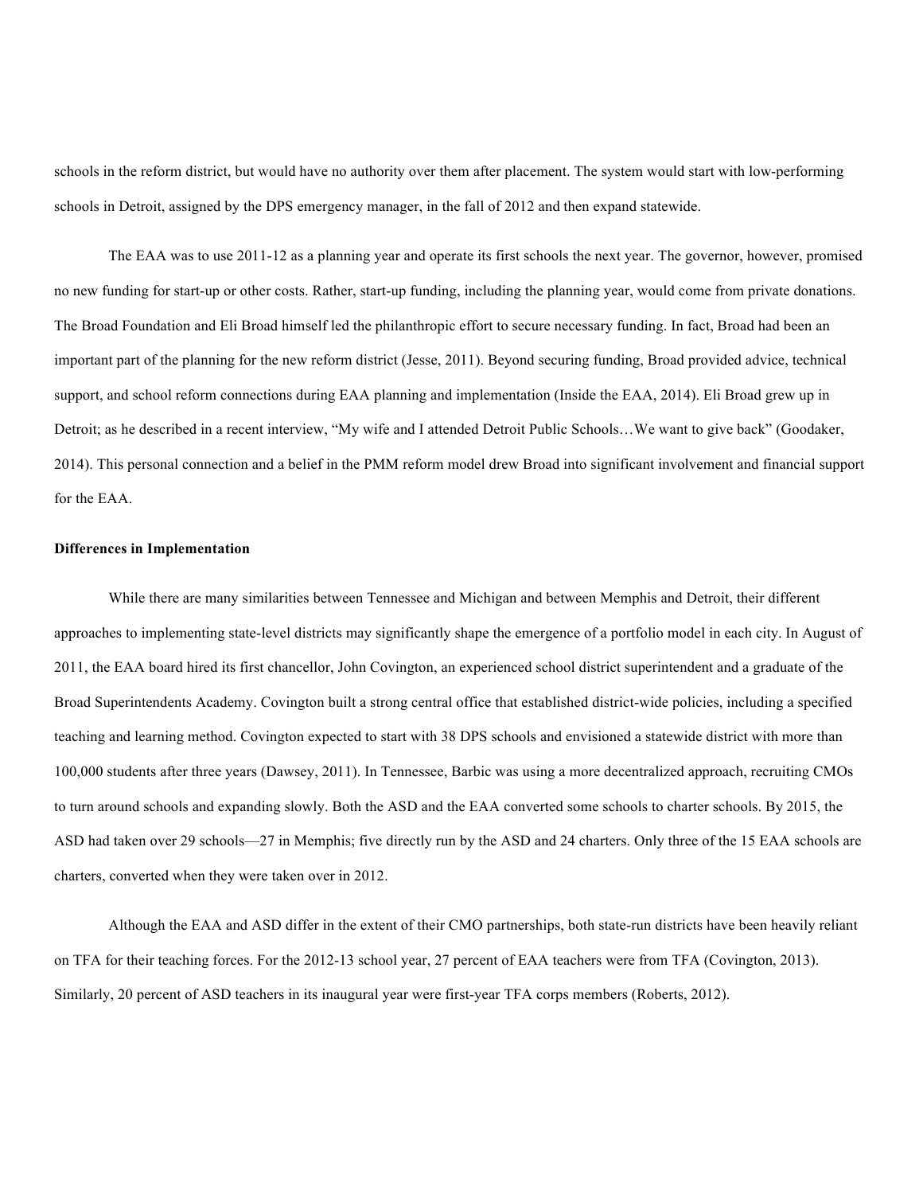schools in the reform district, but would have no authority over them after placement. The system would start with low-performing schools in Detroit, assigned by the DPS emergency manager, in the fall of 2012 and then expand statewide.

The EAA was to use 2011-12 as a planning year and operate its first schools the next year. The governor, however, promised no new funding for start-up or other costs. Rather, start-up funding, including the planning year, would come from private donations. The Broad Foundation and Eli Broad himself led the philanthropic effort to secure necessary funding. In fact, Broad had been an important part of the planning for the new reform district (Jesse, 2011). Beyond securing funding, Broad provided advice, technical support, and school reform connections during EAA planning and implementation (Inside the EAA, 2014). Eli Broad grew up in Detroit; as he described in a recent interview, "My wife and I attended Detroit Public Schools…We want to give back" (Goodaker, 2014). This personal connection and a belief in the PMM reform model drew Broad into significant involvement and financial support for the EAA.

**Differences in Implementation**

While there are many similarities between Tennessee and Michigan and between Memphis and Detroit, their different approaches to implementing state-level districts may significantly shape the emergence of a portfolio model in each city. In August of 2011, the EAA board hired its first chancellor, John Covington, an experienced school district superintendent and a graduate of the Broad Superintendents Academy. Covington built a strong central office that established district-wide policies, including a specified teaching and learning method. Covington expected to start with 38 DPS schools and envisioned a statewide district with more than 100,000 students after three years (Dawsey, 2011). In Tennessee, Barbic was using a more decentralized approach, recruiting CMOs to turn around schools and expanding slowly. Both the ASD and the EAA converted some schools to charter schools. By 2015, the ASD had taken over 29 schools—27 in Memphis; five directly run by the ASD and 24 charters. Only three of the 15 EAA schools are charters, converted when they were taken over in 2012.

Although the EAA and ASD differ in the extent of their CMO partnerships, both state-run districts have been heavily reliant on TFA for their teaching forces. For the 2012-13 school year, 27 percent of EAA teachers were from TFA (Covington, 2013). Similarly, 20 percent of ASD teachers in its inaugural year were first-year TFA corps members (Roberts, 2012).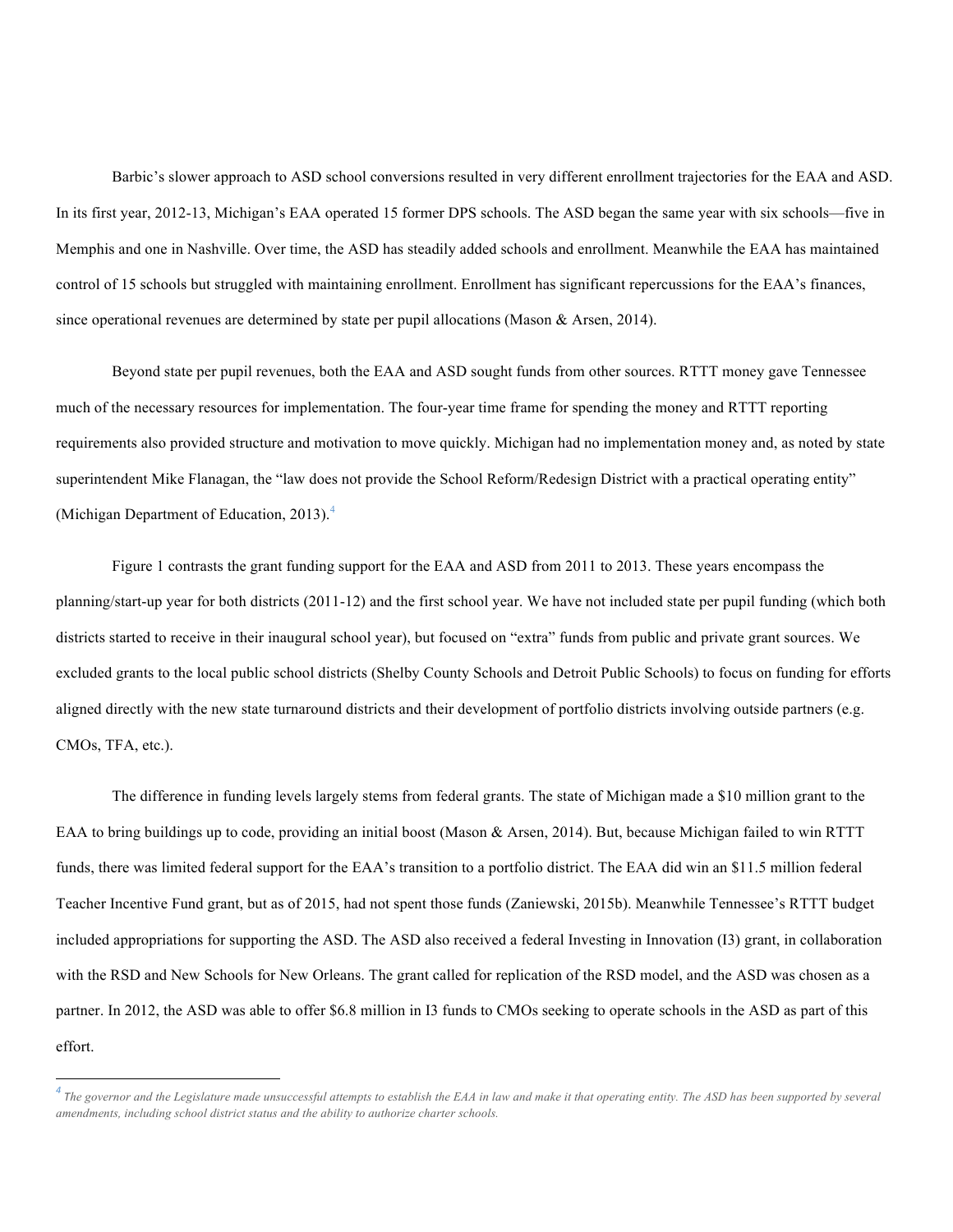Barbic's slower approach to ASD school conversions resulted in very different enrollment trajectories for the EAA and ASD. In its first year, 2012-13, Michigan's EAA operated 15 former DPS schools. The ASD began the same year with six schools—five in Memphis and one in Nashville. Over time, the ASD has steadily added schools and enrollment. Meanwhile the EAA has maintained control of 15 schools but struggled with maintaining enrollment. Enrollment has significant repercussions for the EAA's finances, since operational revenues are determined by state per pupil allocations (Mason & Arsen, 2014).

Beyond state per pupil revenues, both the EAA and ASD sought funds from other sources. RTTT money gave Tennessee much of the necessary resources for implementation. The four-year time frame for spending the money and RTTT reporting requirements also provided structure and motivation to move quickly. Michigan had no implementation money and, as noted by state superintendent Mike Flanagan, the "law does not provide the School Reform/Redesign District with a practical operating entity" (Michigan Department of Education, 2013).[4]

Figure 1 contrasts the grant funding support for the EAA and ASD from 2011 to 2013. These years encompass the planning/start-up year for both districts (2011-12) and the first school year. We have not included state per pupil funding (which both districts started to receive in their inaugural school year), but focused on "extra" funds from public and private grant sources. We excluded grants to the local public school districts (Shelby County Schools and Detroit Public Schools) to focus on funding for efforts aligned directly with the new state turnaround districts and their development of portfolio districts involving outside partners (e.g. CMOs, TFA, etc.).

The difference in funding levels largely stems from federal grants. The state of Michigan made a $10 million grant to the EAA to bring buildings up to code, providing an initial boost (Mason & Arsen, 2014). But, because Michigan failed to win RTTT funds, there was limited federal support for the EAA's transition to a portfolio district. The EAA did win an $11.5 million federal Teacher Incentive Fund grant, but as of 2015, had not spent those funds (Zaniewski, 2015b). Meanwhile Tennessee's RTTT budget included appropriations for supporting the ASD. The ASD also received a federal Investing in Innovation (I3) grant, in collaboration with the RSD and New Schools for New Orleans. The grant called for replication of the RSD model, and the ASD was chosen as a partner. In 2012, the ASD was able to offer $6.8 million in I3 funds to CMOs seeking to operate schools in the ASD as part of this effort.

---

[4] *The governor and the Legislature made unsuccessful attempts to establish the EAA in law and make it that operating entity. The ASD has been supported by several amendments, including school district status and the ability to authorize charter schools.*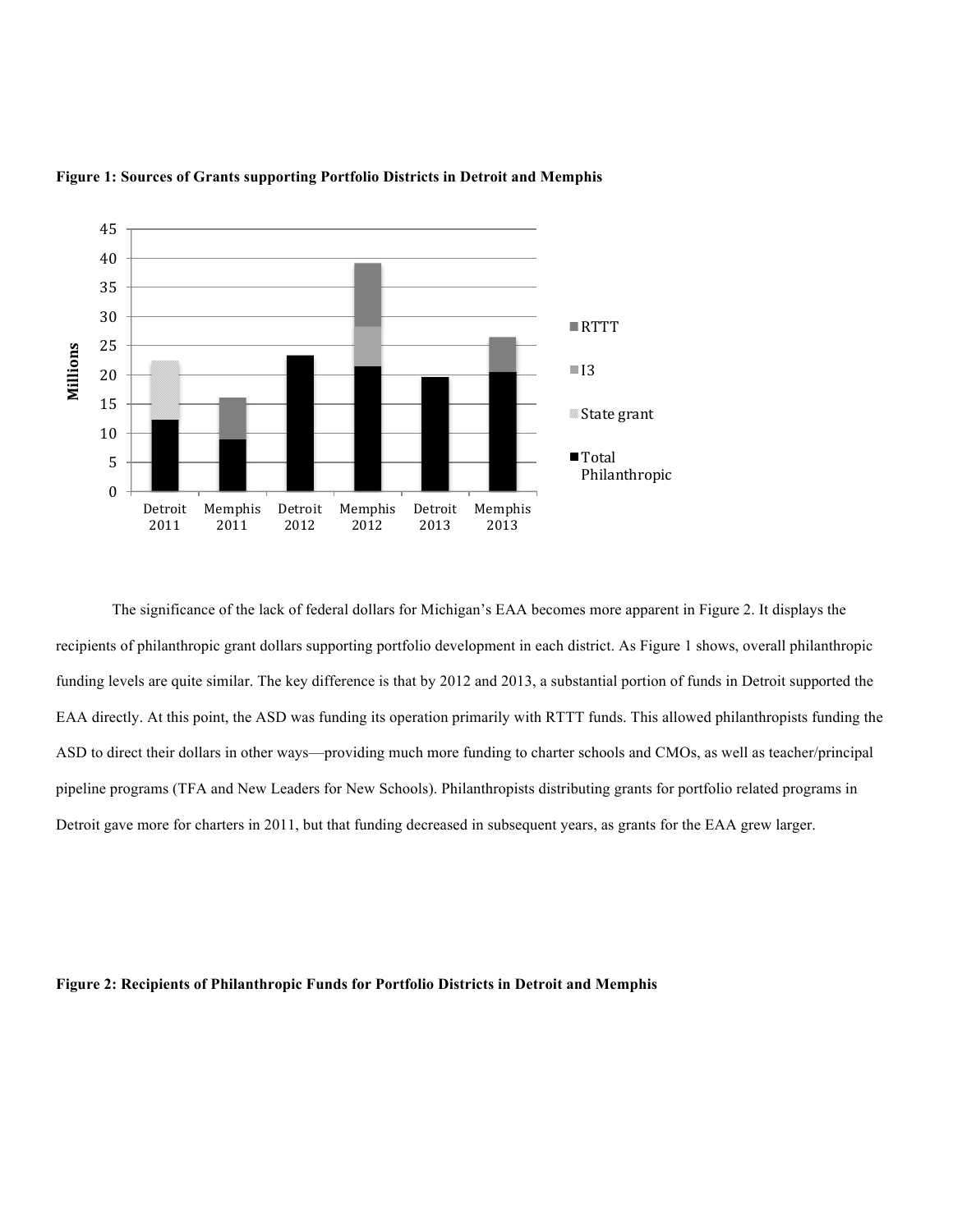**Figure 1: Sources of Grants supporting Portfolio Districts in Detroit and Memphis**

The significance of the lack of federal dollars for Michigan's EAA becomes more apparent in Figure 2. It displays the recipients of philanthropic grant dollars supporting portfolio development in each district. As Figure 1 shows, overall philanthropic funding levels are quite similar. The key difference is that by 2012 and 2013, a substantial portion of funds in Detroit supported the EAA directly. At this point, the ASD was funding its operation primarily with RTTT funds. This allowed philanthropists funding the ASD to direct their dollars in other ways—providing much more funding to charter schools and CMOs, as well as teacher/principal pipeline programs (TFA and New Leaders for New Schools). Philanthropists distributing grants for portfolio related programs in Detroit gave more for charters in 2011, but that funding decreased in subsequent years, as grants for the EAA grew larger.

**Figure 2: Recipients of Philanthropic Funds for Portfolio Districts in Detroit and Memphis**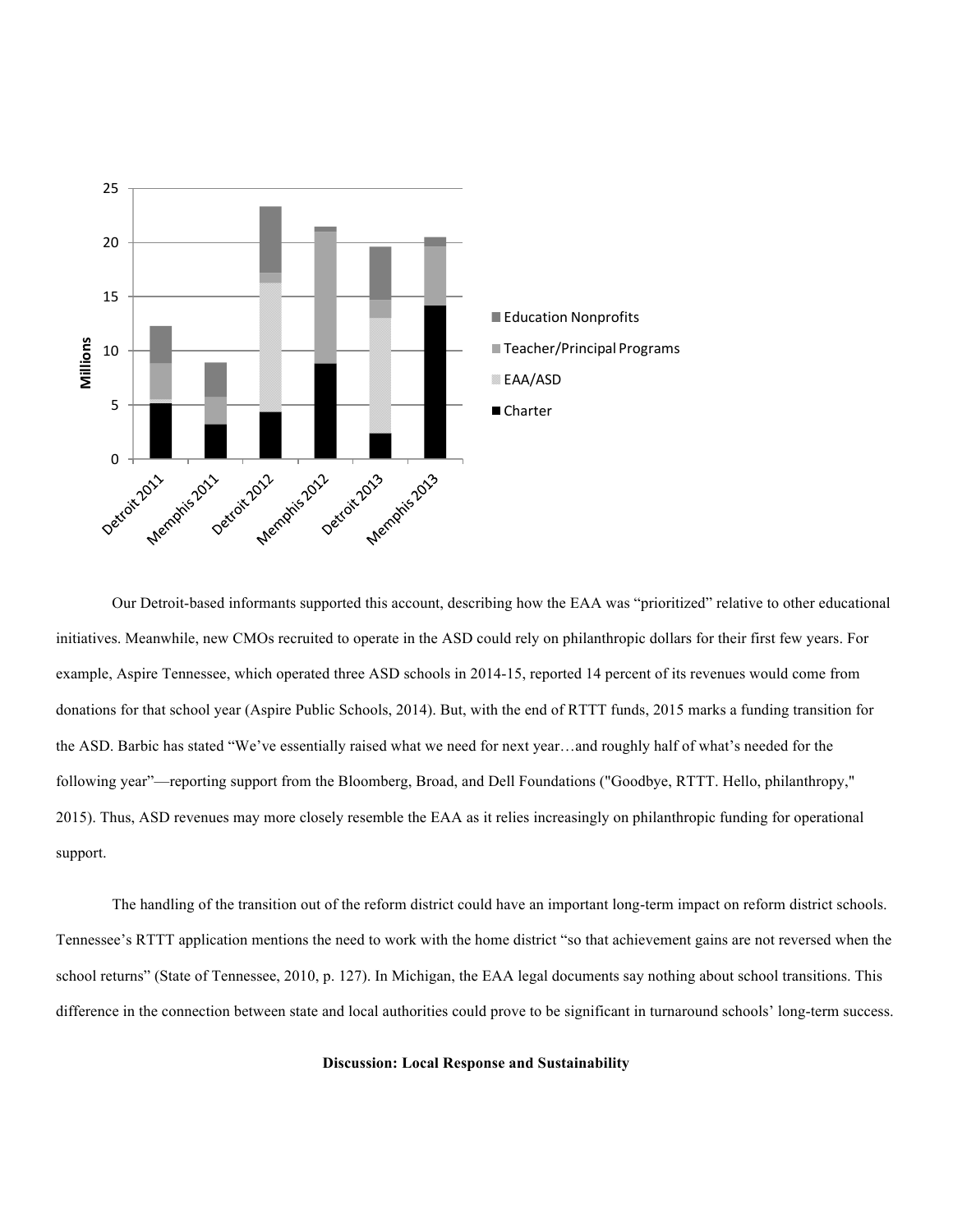Our Detroit-based informants supported this account, describing how the EAA was "prioritized" relative to other educational initiatives. Meanwhile, new CMOs recruited to operate in the ASD could rely on philanthropic dollars for their first few years. For example, Aspire Tennessee, which operated three ASD schools in 2014-15, reported 14 percent of its revenues would come from donations for that school year (Aspire Public Schools, 2014). But, with the end of RTTT funds, 2015 marks a funding transition for the ASD. Barbic has stated "We've essentially raised what we need for next year…and roughly half of what's needed for the following year"—reporting support from the Bloomberg, Broad, and Dell Foundations ("Goodbye, RTTT. Hello, philanthropy," 2015). Thus, ASD revenues may more closely resemble the EAA as it relies increasingly on philanthropic funding for operational support.

The handling of the transition out of the reform district could have an important long-term impact on reform district schools. Tennessee's RTTT application mentions the need to work with the home district "so that achievement gains are not reversed when the school returns" (State of Tennessee, 2010, p. 127). In Michigan, the EAA legal documents say nothing about school transitions. This difference in the connection between state and local authorities could prove to be significant in turnaround schools' long-term success.

## Discussion: Local Response and Sustainability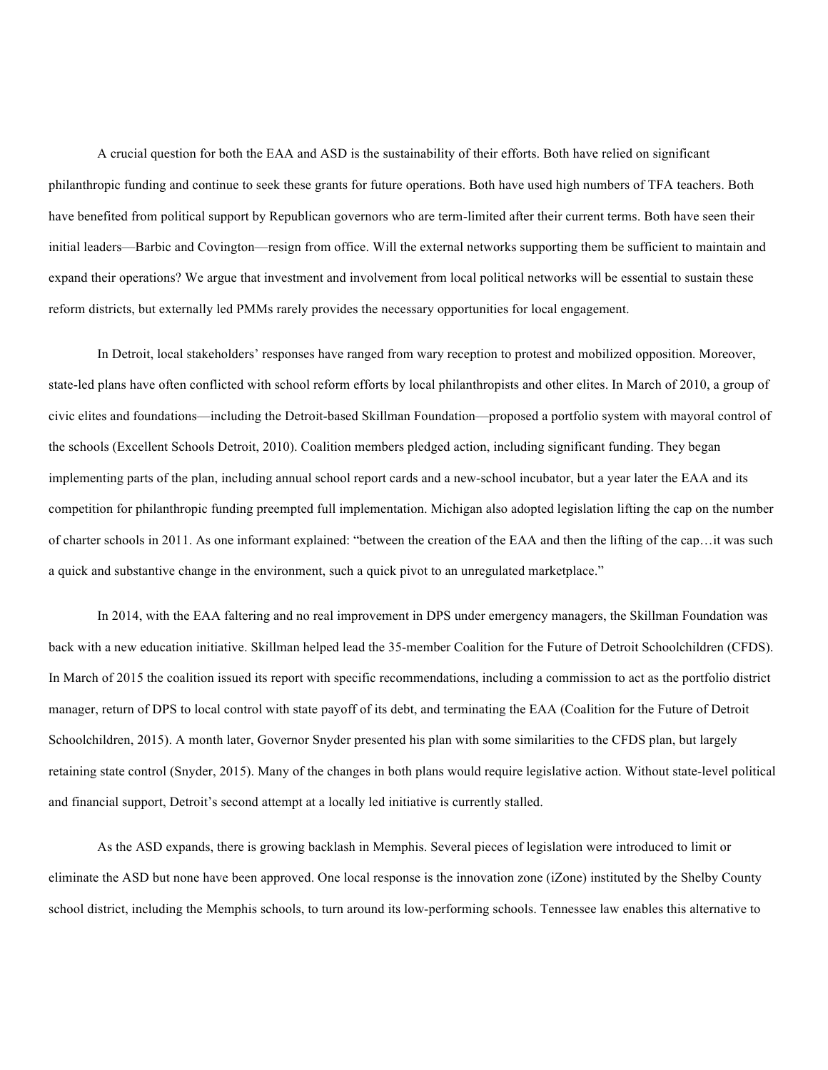A crucial question for both the EAA and ASD is the sustainability of their efforts. Both have relied on significant philanthropic funding and continue to seek these grants for future operations. Both have used high numbers of TFA teachers. Both have benefited from political support by Republican governors who are term-limited after their current terms. Both have seen their initial leaders—Barbic and Covington—resign from office. Will the external networks supporting them be sufficient to maintain and expand their operations? We argue that investment and involvement from local political networks will be essential to sustain these reform districts, but externally led PMMs rarely provides the necessary opportunities for local engagement.

In Detroit, local stakeholders' responses have ranged from wary reception to protest and mobilized opposition. Moreover, state-led plans have often conflicted with school reform efforts by local philanthropists and other elites. In March of 2010, a group of civic elites and foundations—including the Detroit-based Skillman Foundation—proposed a portfolio system with mayoral control of the schools (Excellent Schools Detroit, 2010). Coalition members pledged action, including significant funding. They began implementing parts of the plan, including annual school report cards and a new-school incubator, but a year later the EAA and its competition for philanthropic funding preempted full implementation. Michigan also adopted legislation lifting the cap on the number of charter schools in 2011. As one informant explained: "between the creation of the EAA and then the lifting of the cap…it was such a quick and substantive change in the environment, such a quick pivot to an unregulated marketplace."

In 2014, with the EAA faltering and no real improvement in DPS under emergency managers, the Skillman Foundation was back with a new education initiative. Skillman helped lead the 35-member Coalition for the Future of Detroit Schoolchildren (CFDS). In March of 2015 the coalition issued its report with specific recommendations, including a commission to act as the portfolio district manager, return of DPS to local control with state payoff of its debt, and terminating the EAA (Coalition for the Future of Detroit Schoolchildren, 2015). A month later, Governor Snyder presented his plan with some similarities to the CFDS plan, but largely retaining state control (Snyder, 2015). Many of the changes in both plans would require legislative action. Without state-level political and financial support, Detroit's second attempt at a locally led initiative is currently stalled.

As the ASD expands, there is growing backlash in Memphis. Several pieces of legislation were introduced to limit or eliminate the ASD but none have been approved. One local response is the innovation zone (iZone) instituted by the Shelby County school district, including the Memphis schools, to turn around its low-performing schools. Tennessee law enables this alternative to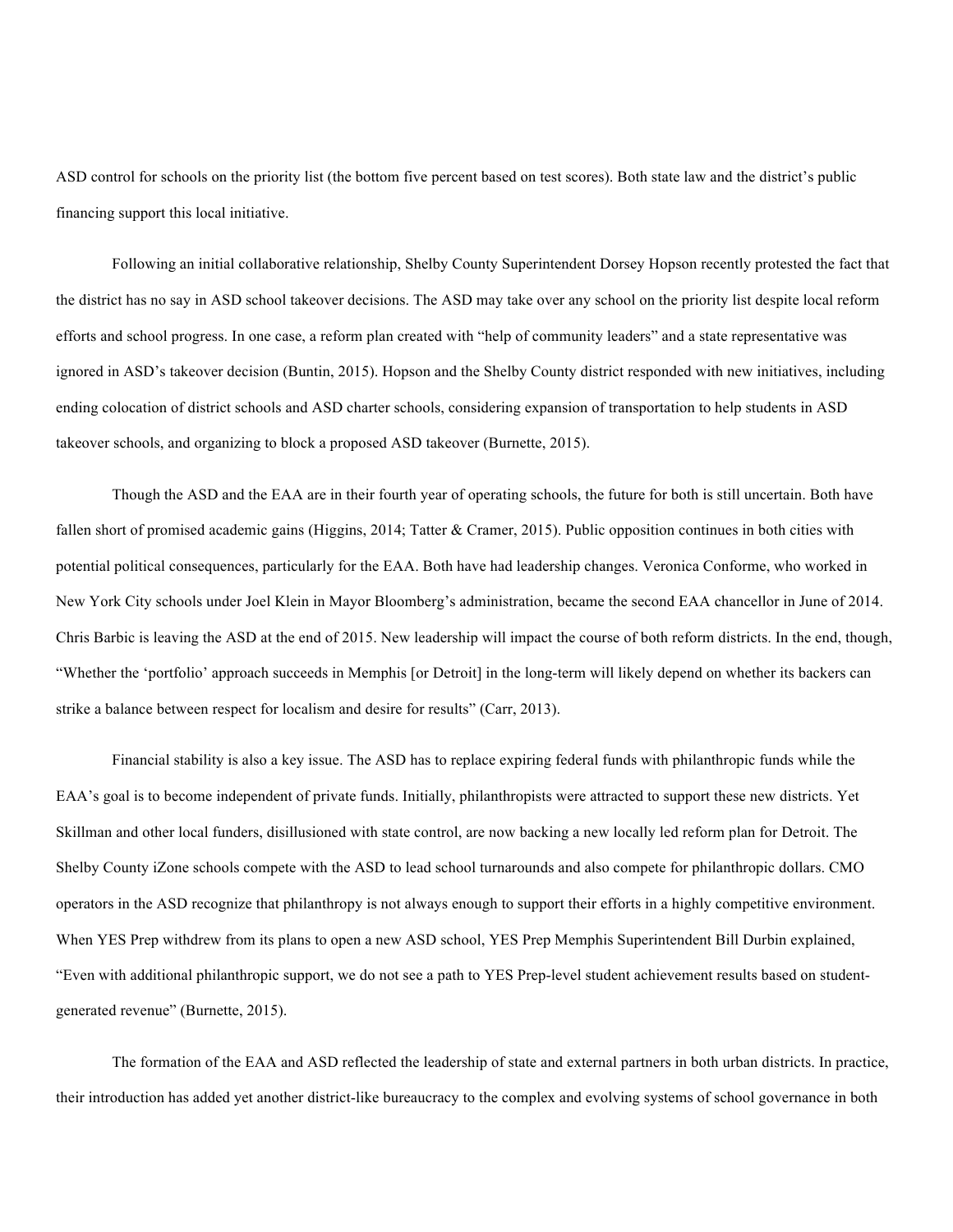ASD control for schools on the priority list (the bottom five percent based on test scores). Both state law and the district's public financing support this local initiative.

Following an initial collaborative relationship, Shelby County Superintendent Dorsey Hopson recently protested the fact that the district has no say in ASD school takeover decisions. The ASD may take over any school on the priority list despite local reform efforts and school progress. In one case, a reform plan created with "help of community leaders" and a state representative was ignored in ASD's takeover decision (Buntin, 2015). Hopson and the Shelby County district responded with new initiatives, including ending colocation of district schools and ASD charter schools, considering expansion of transportation to help students in ASD takeover schools, and organizing to block a proposed ASD takeover (Burnette, 2015).

Though the ASD and the EAA are in their fourth year of operating schools, the future for both is still uncertain. Both have fallen short of promised academic gains (Higgins, 2014; Tatter & Cramer, 2015). Public opposition continues in both cities with potential political consequences, particularly for the EAA. Both have had leadership changes. Veronica Conforme, who worked in New York City schools under Joel Klein in Mayor Bloomberg's administration, became the second EAA chancellor in June of 2014. Chris Barbic is leaving the ASD at the end of 2015. New leadership will impact the course of both reform districts. In the end, though, "Whether the 'portfolio' approach succeeds in Memphis [or Detroit] in the long-term will likely depend on whether its backers can strike a balance between respect for localism and desire for results" (Carr, 2013).

Financial stability is also a key issue. The ASD has to replace expiring federal funds with philanthropic funds while the EAA's goal is to become independent of private funds. Initially, philanthropists were attracted to support these new districts. Yet Skillman and other local funders, disillusioned with state control, are now backing a new locally led reform plan for Detroit. The Shelby County iZone schools compete with the ASD to lead school turnarounds and also compete for philanthropic dollars. CMO operators in the ASD recognize that philanthropy is not always enough to support their efforts in a highly competitive environment. When YES Prep withdrew from its plans to open a new ASD school, YES Prep Memphis Superintendent Bill Durbin explained, "Even with additional philanthropic support, we do not see a path to YES Prep-level student achievement results based on student-generated revenue" (Burnette, 2015).

The formation of the EAA and ASD reflected the leadership of state and external partners in both urban districts. In practice, their introduction has added yet another district-like bureaucracy to the complex and evolving systems of school governance in both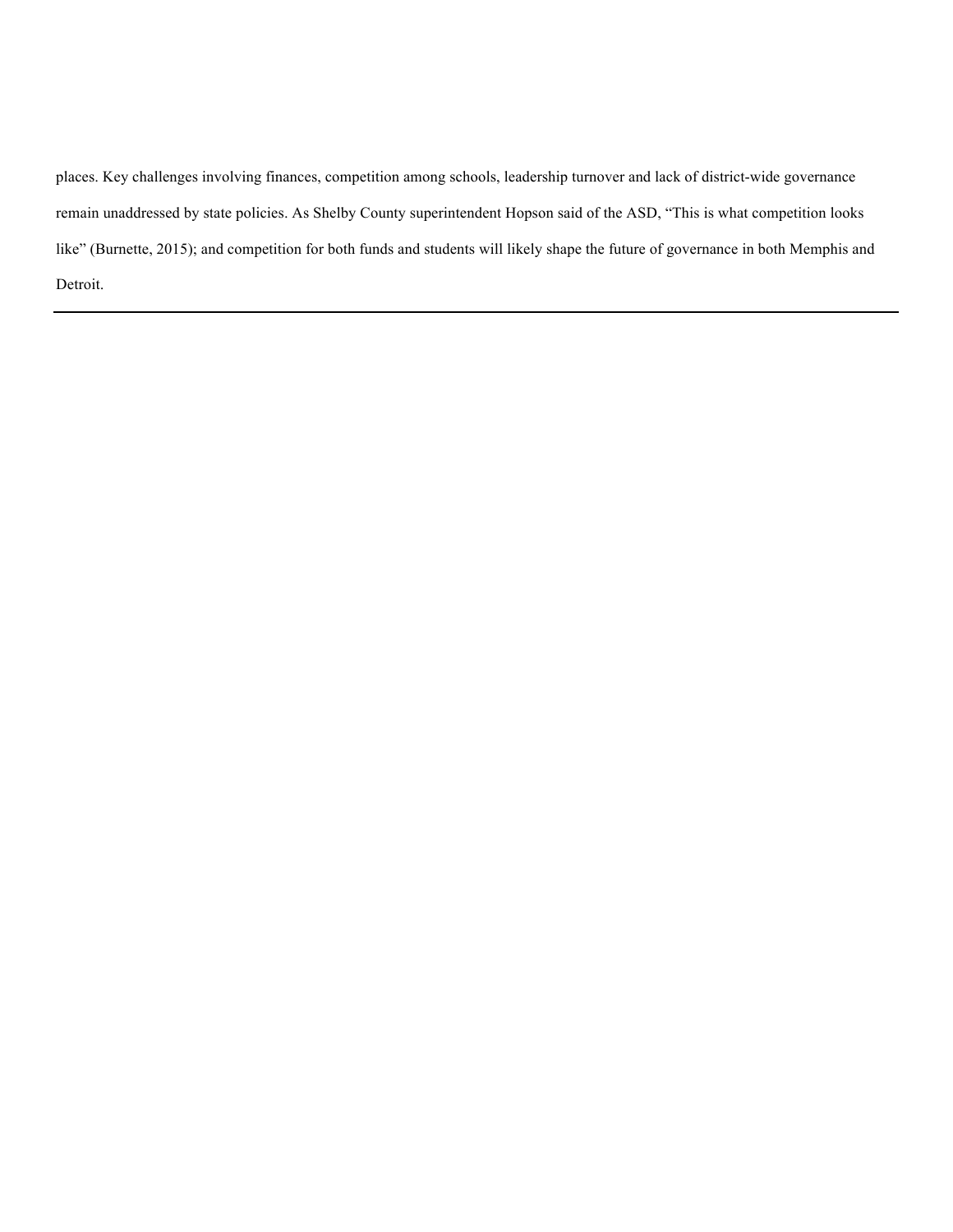places. Key challenges involving finances, competition among schools, leadership turnover and lack of district-wide governance remain unaddressed by state policies. As Shelby County superintendent Hopson said of the ASD, “This is what competition looks like” (Burnette, 2015); and competition for both funds and students will likely shape the future of governance in both Memphis and Detroit.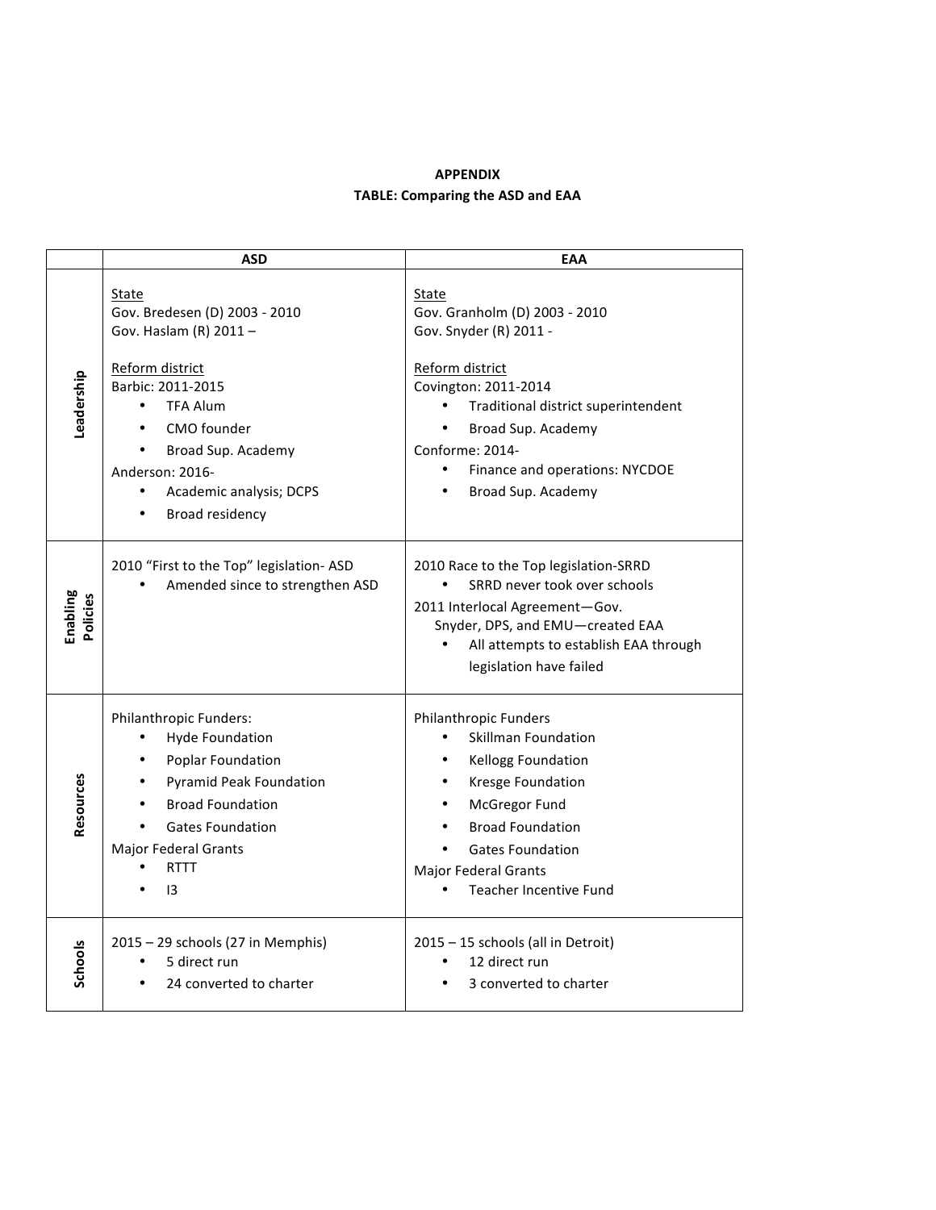**APPENDIX**

**TABLE: Comparing the ASD and EAA**

| | ASD | EAA |
|---|---|---|
| **Leadership** | <u>State</u><br>Gov. Bredesen (D) 2003 - 2010<br>Gov. Haslam (R) 2011 –<br><br><u>Reform district</u><br>Barbic: 2011-2015<br>• TFA Alum<br>• CMO founder<br>• Broad Sup. Academy<br>Anderson: 2016-<br>• Academic analysis; DCPS<br>• Broad residency | <u>State</u><br>Gov. Granholm (D) 2003 - 2010<br>Gov. Snyder (R) 2011 -<br><br><u>Reform district</u><br>Covington: 2011-2014<br>• Traditional district superintendent<br>• Broad Sup. Academy<br>Conforme: 2014-<br>• Finance and operations: NYCDOE<br>• Broad Sup. Academy |
| **Enabling Policies** | 2010 "First to the Top" legislation- ASD<br>• Amended since to strengthen ASD | 2010 Race to the Top legislation-SRRD<br>• SRRD never took over schools<br>2011 Interlocal Agreement—Gov. Snyder, DPS, and EMU—created EAA<br>• All attempts to establish EAA through legislation have failed |
| **Resources** | Philanthropic Funders:<br>• Hyde Foundation<br>• Poplar Foundation<br>• Pyramid Peak Foundation<br>• Broad Foundation<br>• Gates Foundation<br>Major Federal Grants<br>• RTTT<br>• I3 | Philanthropic Funders<br>• Skillman Foundation<br>• Kellogg Foundation<br>• Kresge Foundation<br>• McGregor Fund<br>• Broad Foundation<br>• Gates Foundation<br>Major Federal Grants<br>• Teacher Incentive Fund |
| **Schools** | 2015 – 29 schools (27 in Memphis)<br>• 5 direct run<br>• 24 converted to charter | 2015 – 15 schools (all in Detroit)<br>• 12 direct run<br>• 3 converted to charter |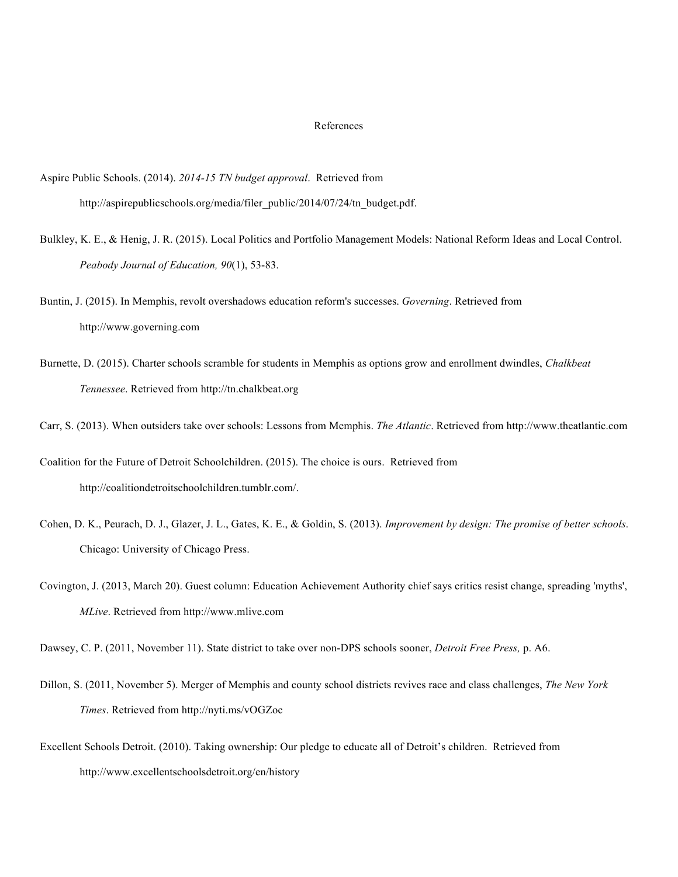# References

Aspire Public Schools. (2014). *2014-15 TN budget approval*. Retrieved from http://aspirepublicschools.org/media/filer_public/2014/07/24/tn_budget.pdf.

Bulkley, K. E., & Henig, J. R. (2015). Local Politics and Portfolio Management Models: National Reform Ideas and Local Control. *Peabody Journal of Education, 90*(1), 53-83.

Buntin, J. (2015). In Memphis, revolt overshadows education reform's successes. *Governing*. Retrieved from http://www.governing.com

Burnette, D. (2015). Charter schools scramble for students in Memphis as options grow and enrollment dwindles, *Chalkbeat Tennessee*. Retrieved from http://tn.chalkbeat.org

Carr, S. (2013). When outsiders take over schools: Lessons from Memphis. *The Atlantic*. Retrieved from http://www.theatlantic.com

Coalition for the Future of Detroit Schoolchildren. (2015). The choice is ours. Retrieved from http://coalitiondetroitschoolchildren.tumblr.com/.

Cohen, D. K., Peurach, D. J., Glazer, J. L., Gates, K. E., & Goldin, S. (2013). *Improvement by design: The promise of better schools*. Chicago: University of Chicago Press.

Covington, J. (2013, March 20). Guest column: Education Achievement Authority chief says critics resist change, spreading 'myths', *MLive*. Retrieved from http://www.mlive.com

Dawsey, C. P. (2011, November 11). State district to take over non-DPS schools sooner, *Detroit Free Press,* p. A6.

Dillon, S. (2011, November 5). Merger of Memphis and county school districts revives race and class challenges, *The New York Times*. Retrieved from http://nyti.ms/vOGZoc

Excellent Schools Detroit. (2010). Taking ownership: Our pledge to educate all of Detroit's children. Retrieved from http://www.excellentschoolsdetroit.org/en/history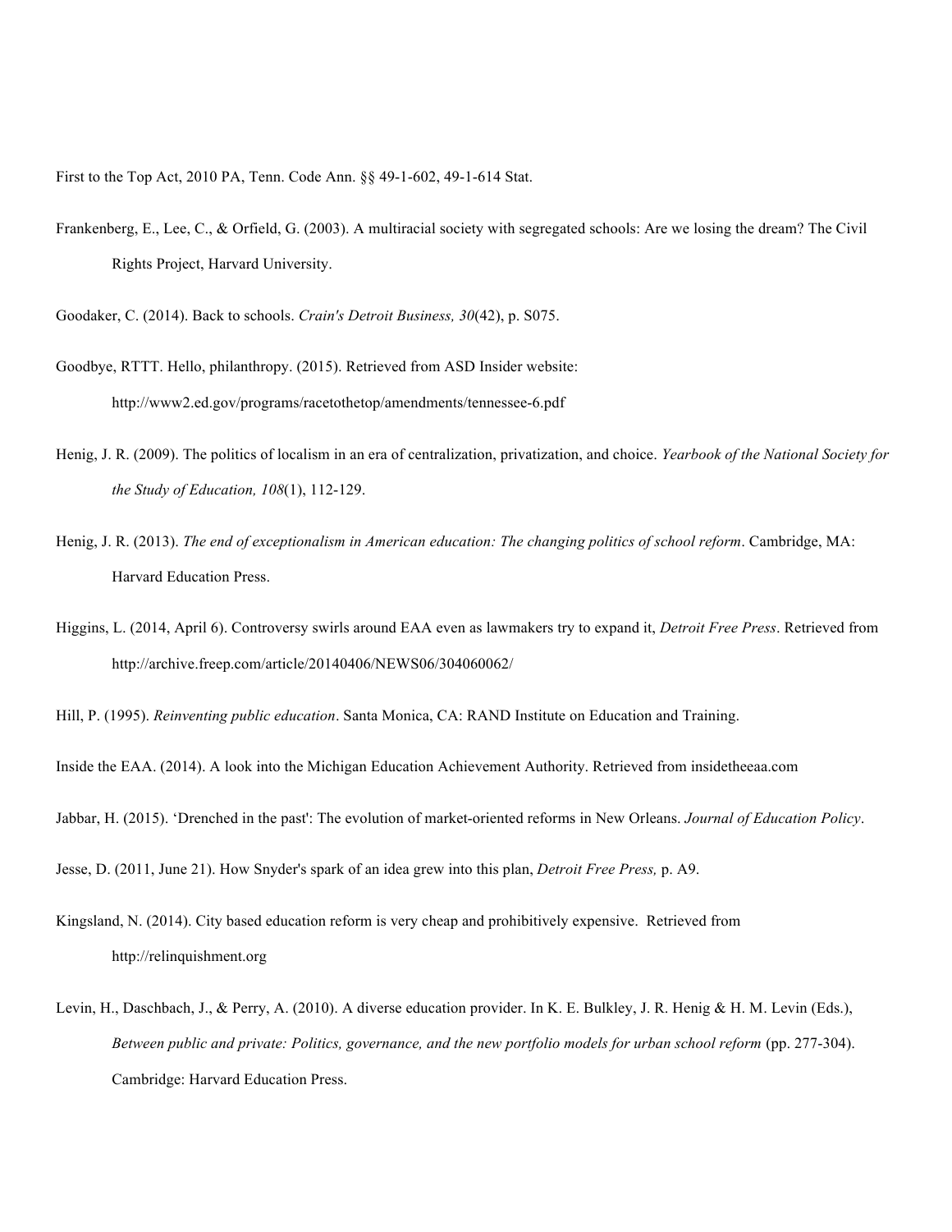First to the Top Act, 2010 PA, Tenn. Code Ann. §§ 49-1-602, 49-1-614 Stat.

Frankenberg, E., Lee, C., & Orfield, G. (2003). A multiracial society with segregated schools: Are we losing the dream? The Civil Rights Project, Harvard University.

Goodaker, C. (2014). Back to schools. *Crain's Detroit Business, 30*(42), p. S075.

Goodbye, RTTT. Hello, philanthropy. (2015). Retrieved from ASD Insider website: http://www2.ed.gov/programs/racetothetop/amendments/tennessee-6.pdf

Henig, J. R. (2009). The politics of localism in an era of centralization, privatization, and choice. *Yearbook of the National Society for the Study of Education, 108*(1), 112-129.

Henig, J. R. (2013). *The end of exceptionalism in American education: The changing politics of school reform*. Cambridge, MA: Harvard Education Press.

Higgins, L. (2014, April 6). Controversy swirls around EAA even as lawmakers try to expand it, *Detroit Free Press*. Retrieved from http://archive.freep.com/article/20140406/NEWS06/304060062/

Hill, P. (1995). *Reinventing public education*. Santa Monica, CA: RAND Institute on Education and Training.

Inside the EAA. (2014). A look into the Michigan Education Achievement Authority. Retrieved from insidetheeaa.com

Jabbar, H. (2015). 'Drenched in the past': The evolution of market-oriented reforms in New Orleans. *Journal of Education Policy*.

Jesse, D. (2011, June 21). How Snyder's spark of an idea grew into this plan, *Detroit Free Press,* p. A9.

Kingsland, N. (2014). City based education reform is very cheap and prohibitively expensive. Retrieved from http://relinquishment.org

Levin, H., Daschbach, J., & Perry, A. (2010). A diverse education provider. In K. E. Bulkley, J. R. Henig & H. M. Levin (Eds.), *Between public and private: Politics, governance, and the new portfolio models for urban school reform* (pp. 277-304). Cambridge: Harvard Education Press.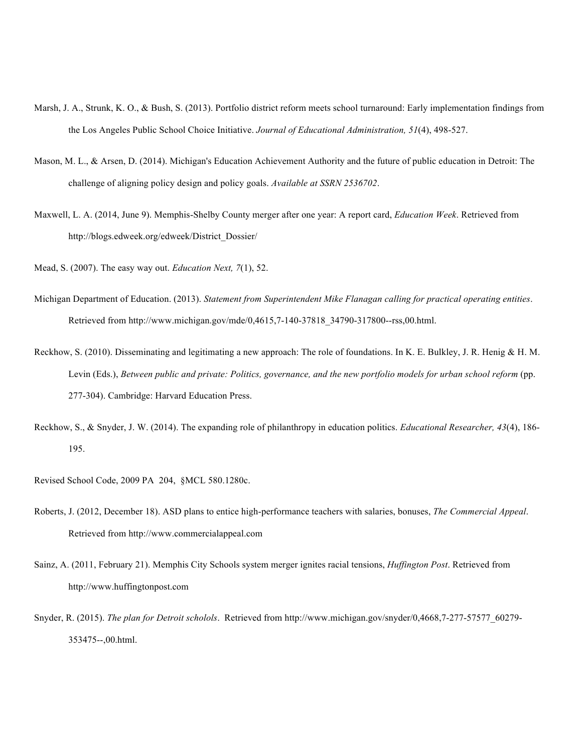Marsh, J. A., Strunk, K. O., & Bush, S. (2013). Portfolio district reform meets school turnaround: Early implementation findings from the Los Angeles Public School Choice Initiative. *Journal of Educational Administration, 51*(4), 498-527.

Mason, M. L., & Arsen, D. (2014). Michigan's Education Achievement Authority and the future of public education in Detroit: The challenge of aligning policy design and policy goals. *Available at SSRN 2536702*.

Maxwell, L. A. (2014, June 9). Memphis-Shelby County merger after one year: A report card, *Education Week*. Retrieved from http://blogs.edweek.org/edweek/District_Dossier/

Mead, S. (2007). The easy way out. *Education Next, 7*(1), 52.

Michigan Department of Education. (2013). *Statement from Superintendent Mike Flanagan calling for practical operating entities*. Retrieved from http://www.michigan.gov/mde/0,4615,7-140-37818_34790-317800--rss,00.html.

Reckhow, S. (2010). Disseminating and legitimating a new approach: The role of foundations. In K. E. Bulkley, J. R. Henig & H. M. Levin (Eds.), *Between public and private: Politics, governance, and the new portfolio models for urban school reform* (pp. 277-304). Cambridge: Harvard Education Press.

Reckhow, S., & Snyder, J. W. (2014). The expanding role of philanthropy in education politics. *Educational Researcher, 43*(4), 186-195.

Revised School Code, 2009 PA 204, §MCL 580.1280c.

Roberts, J. (2012, December 18). ASD plans to entice high-performance teachers with salaries, bonuses, *The Commercial Appeal*. Retrieved from http://www.commercialappeal.com

Sainz, A. (2011, February 21). Memphis City Schools system merger ignites racial tensions, *Huffington Post*. Retrieved from http://www.huffingtonpost.com

Snyder, R. (2015). *The plan for Detroit scholols*. Retrieved from http://www.michigan.gov/snyder/0,4668,7-277-57577_60279-353475--,00.html.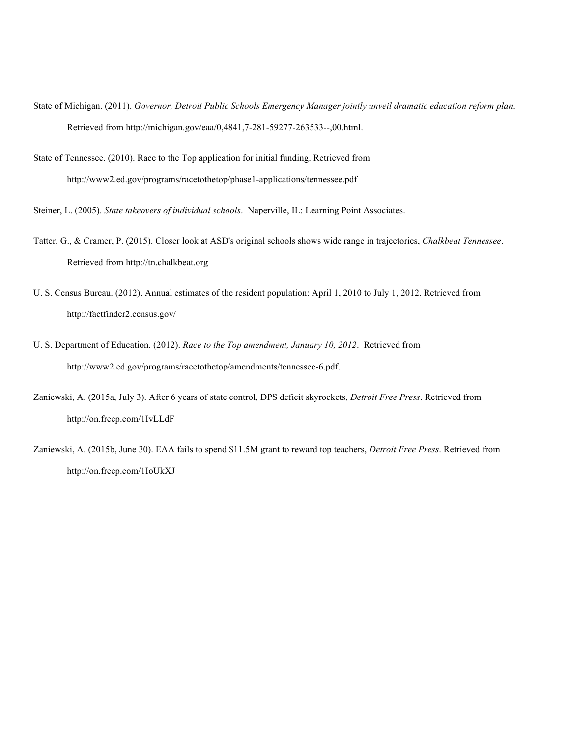State of Michigan. (2011). *Governor, Detroit Public Schools Emergency Manager jointly unveil dramatic education reform plan*. Retrieved from http://michigan.gov/eaa/0,4841,7-281-59277-263533--,00.html.

State of Tennessee. (2010). Race to the Top application for initial funding. Retrieved from http://www2.ed.gov/programs/racetothetop/phase1-applications/tennessee.pdf

Steiner, L. (2005). *State takeovers of individual schools*. Naperville, IL: Learning Point Associates.

Tatter, G., & Cramer, P. (2015). Closer look at ASD's original schools shows wide range in trajectories, *Chalkbeat Tennessee*. Retrieved from http://tn.chalkbeat.org

U. S. Census Bureau. (2012). Annual estimates of the resident population: April 1, 2010 to July 1, 2012. Retrieved from http://factfinder2.census.gov/

U. S. Department of Education. (2012). *Race to the Top amendment, January 10, 2012*. Retrieved from http://www2.ed.gov/programs/racetothetop/amendments/tennessee-6.pdf.

Zaniewski, A. (2015a, July 3). After 6 years of state control, DPS deficit skyrockets, *Detroit Free Press*. Retrieved from http://on.freep.com/1IvLLdF

Zaniewski, A. (2015b, June 30). EAA fails to spend $11.5M grant to reward top teachers, *Detroit Free Press*. Retrieved from http://on.freep.com/1IoUkXJ